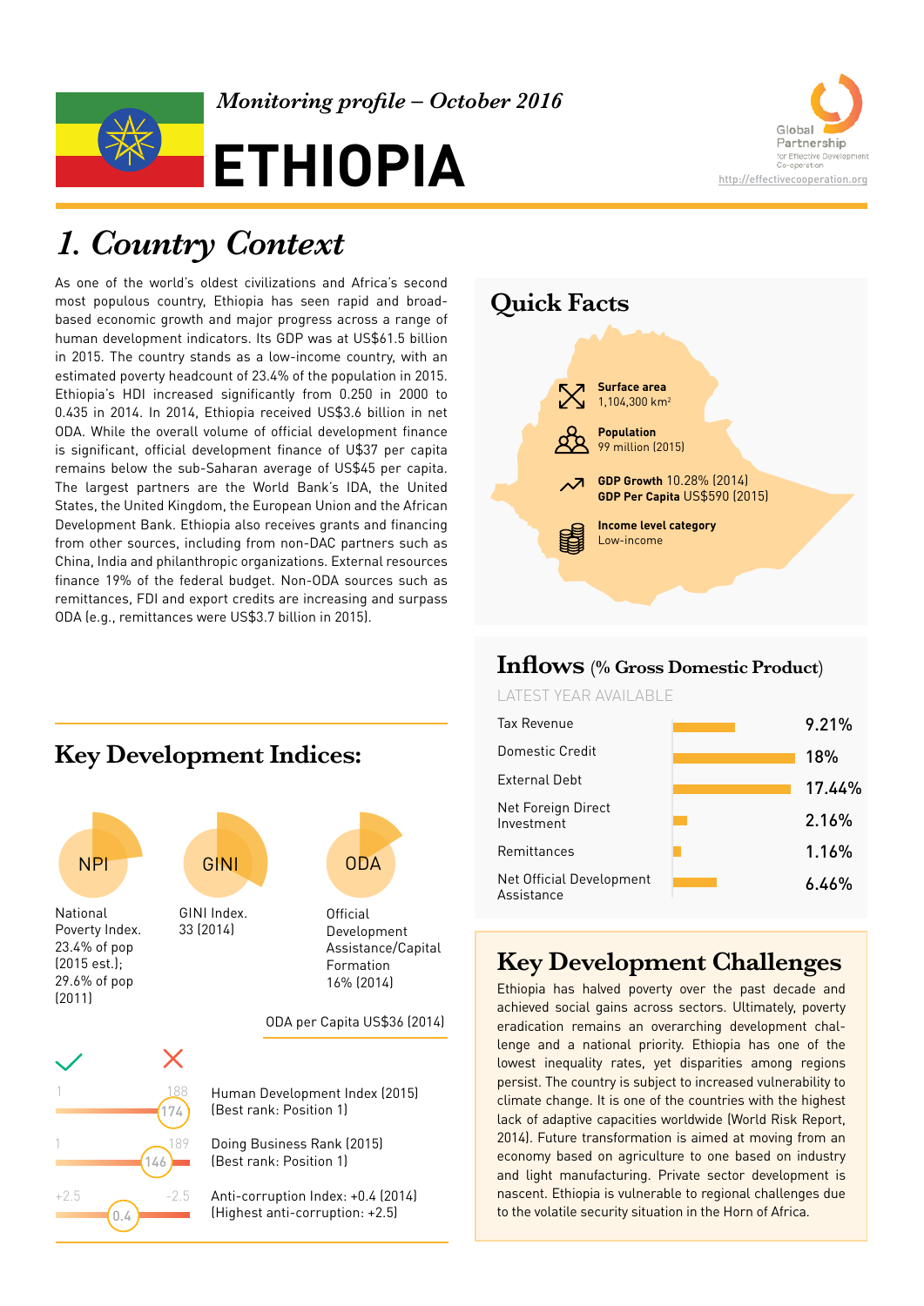*Monitoring profile – October 2016*

# ETHIOPIA

Global Partnership for Effective Development Co-operation
http://effectivecooperation.org

## 1. Country Context

As one of the world's oldest civilizations and Africa's second most populous country, Ethiopia has seen rapid and broad-based economic growth and major progress across a range of human development indicators. Its GDP was at US$61.5 billion in 2015. The country stands as a low-income country, with an estimated poverty headcount of 23.4% of the population in 2015. Ethiopia's HDI increased significantly from 0.250 in 2000 to 0.435 in 2014. In 2014, Ethiopia received US$3.6 billion in net ODA. While the overall volume of official development finance is significant, official development finance of U$37 per capita remains below the sub-Saharan average of US$45 per capita. The largest partners are the World Bank's IDA, the United States, the United Kingdom, the European Union and the African Development Bank. Ethiopia also receives grants and financing from other sources, including from non-DAC partners such as China, India and philanthropic organizations. External resources finance 19% of the federal budget. Non-ODA sources such as remittances, FDI and export credits are increasing and surpass ODA (e.g., remittances were US$3.7 billion in 2015).

## Quick Facts

**Surface area** 1,104,300 km²

**Population** 99 million (2015)

**GDP Growth** 10.28% (2014)
**GDP Per Capita** US$590 (2015)

**Income level category** Low-income

## Key Development Indices:

NPI
National Poverty Index. 23.4% of pop (2015 est.); 29.6% of pop (2011)

GINI
GINI Index. 33 (2014)

ODA
Official Development Assistance/Capital Formation 16% (2014)

ODA per Capita US$36 (2014)

1 — 174 — 188
Human Development Index (2015) (Best rank: Position 1)

1 — 146 — 189
Doing Business Rank (2015) (Best rank: Position 1)

+2.5 — 0.4 — -2.5
Anti-corruption Index: +0.4 (2014) (Highest anti-corruption: +2.5)

## Inflows (% Gross Domestic Product)

LATEST YEAR AVAILABLE

Tax Revenue 9.21%
Domestic Credit 18%
External Debt 17.44%
Net Foreign Direct Investment 2.16%
Remittances 1.16%
Net Official Development Assistance 6.46%

## Key Development Challenges

Ethiopia has halved poverty over the past decade and achieved social gains across sectors. Ultimately, poverty eradication remains an overarching development challenge and a national priority. Ethiopia has one of the lowest inequality rates, yet disparities among regions persist. The country is subject to increased vulnerability to climate change. It is one of the countries with the highest lack of adaptive capacities worldwide (World Risk Report, 2014). Future transformation is aimed at moving from an economy based on agriculture to one based on industry and light manufacturing. Private sector development is nascent. Ethiopia is vulnerable to regional challenges due to the volatile security situation in the Horn of Africa.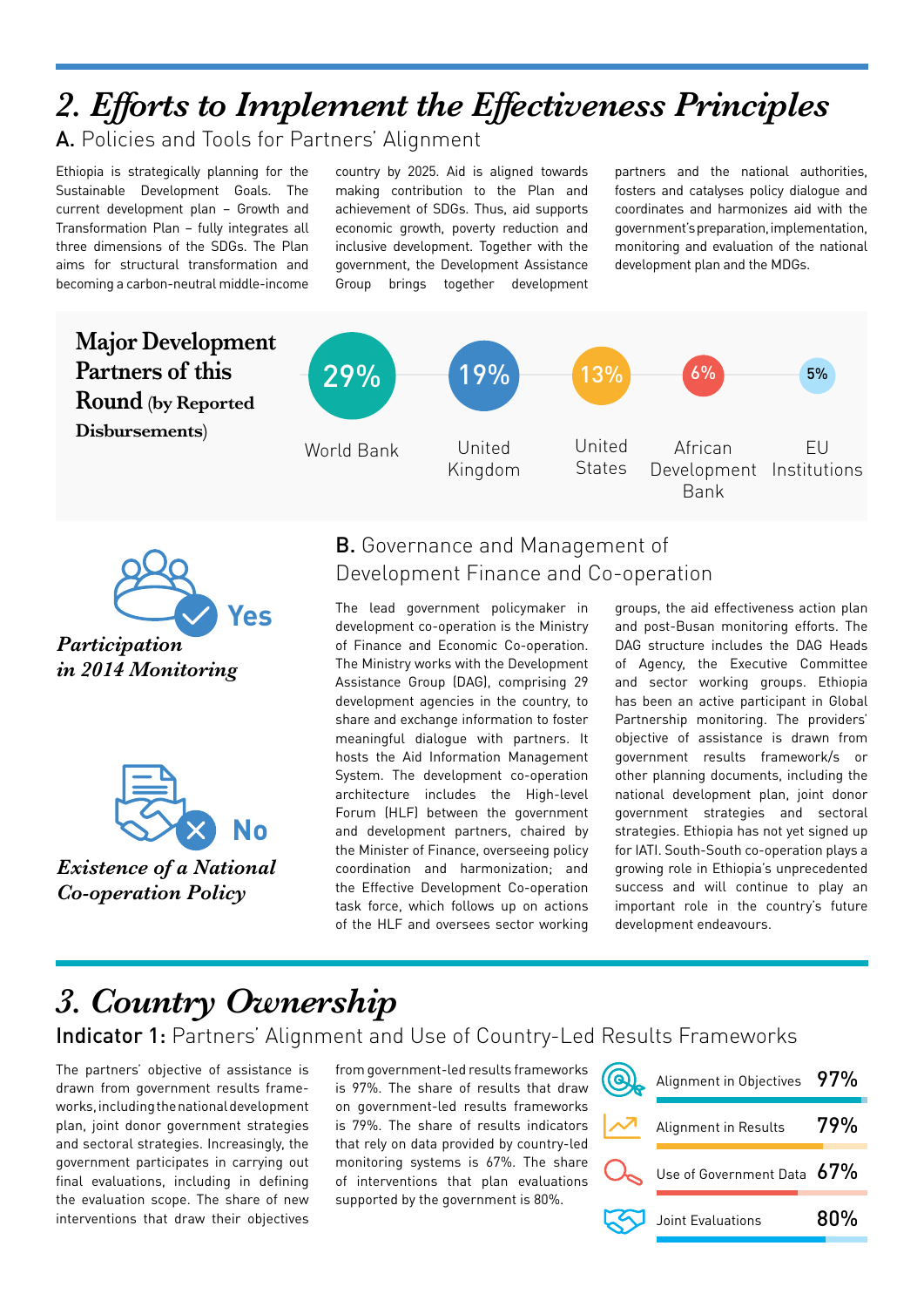# 2. Efforts to Implement the Effectiveness Principles

## A. Policies and Tools for Partners' Alignment

Ethiopia is strategically planning for the Sustainable Development Goals. The current development plan – Growth and Transformation Plan – fully integrates all three dimensions of the SDGs. The Plan aims for structural transformation and becoming a carbon-neutral middle-income country by 2025. Aid is aligned towards making contribution to the Plan and achievement of SDGs. Thus, aid supports economic growth, poverty reduction and inclusive development. Together with the government, the Development Assistance Group brings together development partners and the national authorities, fosters and catalyses policy dialogue and coordinates and harmonizes aid with the government's preparation, implementation, monitoring and evaluation of the national development plan and the MDGs.

### Major Development Partners of this Round (by Reported Disbursements)

29%
World Bank

19%
United Kingdom

13%
United States

6%
African Development Bank

5%
EU Institutions

**Yes**
*Participation in 2014 Monitoring*

**No**
*Existence of a National Co-operation Policy*

## B. Governance and Management of Development Finance and Co-operation

The lead government policymaker in development co-operation is the Ministry of Finance and Economic Co-operation. The Ministry works with the Development Assistance Group (DAG), comprising 29 development agencies in the country, to share and exchange information to foster meaningful dialogue with partners. It hosts the Aid Information Management System. The development co-operation architecture includes the High-level Forum (HLF) between the government and development partners, chaired by the Minister of Finance, overseeing policy coordination and harmonization; and the Effective Development Co-operation task force, which follows up on actions of the HLF and oversees sector working groups, the aid effectiveness action plan and post-Busan monitoring efforts. The DAG structure includes the DAG Heads of Agency, the Executive Committee and sector working groups. Ethiopia has been an active participant in Global Partnership monitoring. The providers' objective of assistance is drawn from government results framework/s or other planning documents, including the national development plan, joint donor government strategies and sectoral strategies. Ethiopia has not yet signed up for IATI. South-South co-operation plays a growing role in Ethiopia's unprecedented success and will continue to play an important role in the country's future development endeavours.

# 3. Country Ownership

## Indicator 1: Partners' Alignment and Use of Country-Led Results Frameworks

The partners' objective of assistance is drawn from government results frameworks, including the national development plan, joint donor government strategies and sectoral strategies. Increasingly, the government participates in carrying out final evaluations, including in defining the evaluation scope. The share of new interventions that draw their objectives from government-led results frameworks is 97%. The share of results that draw on government-led results frameworks is 79%. The share of results indicators that rely on data provided by country-led monitoring systems is 67%. The share of interventions that plan evaluations supported by the government is 80%.

Alignment in Objectives 97%

Alignment in Results 79%

Use of Government Data 67%

Joint Evaluations 80%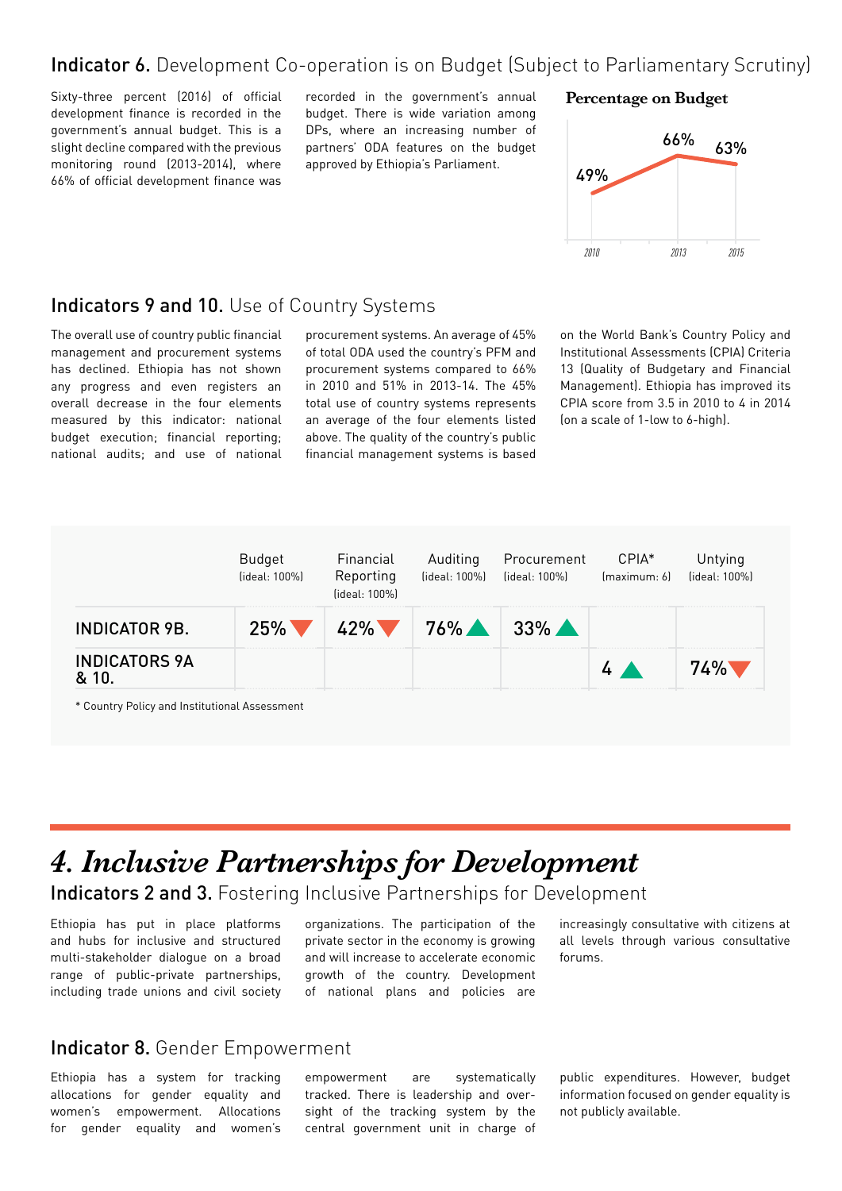## **Indicator 6.** Development Co-operation is on Budget (Subject to Parliamentary Scrutiny)

Sixty-three percent (2016) of official development finance is recorded in the government's annual budget. This is a slight decline compared with the previous monitoring round (2013-2014), where 66% of official development finance was recorded in the government's annual budget. There is wide variation among DPs, where an increasing number of partners' ODA features on the budget approved by Ethiopia's Parliament.

**Percentage on Budget**

49%
66%
63%
2010
2013
2015

## **Indicators 9 and 10.** Use of Country Systems

The overall use of country public financial management and procurement systems has declined. Ethiopia has not shown any progress and even registers an overall decrease in the four elements measured by this indicator: national budget execution; financial reporting; national audits; and use of national procurement systems. An average of 45% of total ODA used the country's PFM and procurement systems compared to 66% in 2010 and 51% in 2013-14. The 45% total use of country systems represents an average of the four elements listed above. The quality of the country's public financial management systems is based on the World Bank's Country Policy and Institutional Assessments (CPIA) Criteria 13 (Quality of Budgetary and Financial Management). Ethiopia has improved its CPIA score from 3.5 in 2010 to 4 in 2014 (on a scale of 1-low to 6-high).

| | Budget (ideal: 100%) | Financial Reporting (ideal: 100%) | Auditing (ideal: 100%) | Procurement (ideal: 100%) | CPIA* (maximum: 6) | Untying (ideal: 100%) |
|---|---|---|---|---|---|---|
| INDICATOR 9B. | 25% ▼ | 42% ▼ | 76% ▲ | 33% ▲ | | |
| INDICATORS 9A & 10. | | | | | 4 ▲ | 74% ▼ |

* Country Policy and Institutional Assessment

# *4. Inclusive Partnerships for Development*

## **Indicators 2 and 3.** Fostering Inclusive Partnerships for Development

Ethiopia has put in place platforms and hubs for inclusive and structured multi-stakeholder dialogue on a broad range of public-private partnerships, including trade unions and civil society organizations. The participation of the private sector in the economy is growing and will increase to accelerate economic growth of the country. Development of national plans and policies are increasingly consultative with citizens at all levels through various consultative forums.

## **Indicator 8.** Gender Empowerment

Ethiopia has a system for tracking allocations for gender equality and women's empowerment. Allocations for gender equality and women's empowerment are systematically tracked. There is leadership and over-sight of the tracking system by the central government unit in charge of public expenditures. However, budget information focused on gender equality is not publicly available.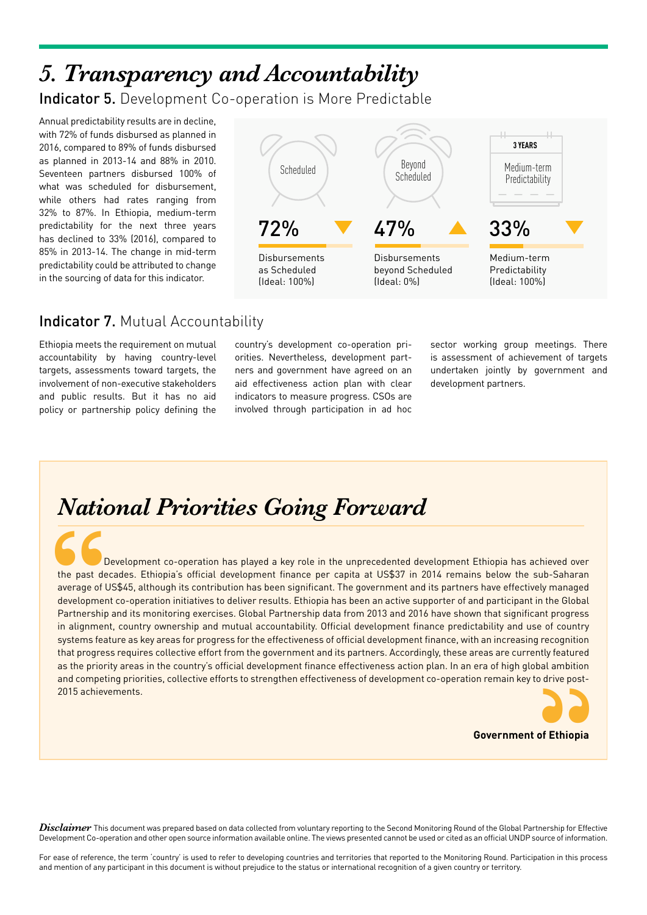# 5. Transparency and Accountability

## Indicator 5. Development Co-operation is More Predictable

Annual predictability results are in decline, with 72% of funds disbursed as planned in 2016, compared to 89% of funds disbursed as planned in 2013-14 and 88% in 2010. Seventeen partners disbursed 100% of what was scheduled for disbursement, while others had rates ranging from 32% to 87%. In Ethiopia, medium-term predictability for the next three years has declined to 33% (2016), compared to 85% in 2013-14. The change in mid-term predictability could be attributed to change in the sourcing of data for this indicator.

Scheduled
72%
Disbursements as Scheduled (Ideal: 100%)

Beyond Scheduled
47%
Disbursements beyond Scheduled (Ideal: 0%)

3 YEARS
Medium-term Predictability
33%
Medium-term Predictability (Ideal: 100%)

## Indicator 7. Mutual Accountability

Ethiopia meets the requirement on mutual accountability by having country-level targets, assessments toward targets, the involvement of non-executive stakeholders and public results. But it has no aid policy or partnership policy defining the country's development co-operation priorities. Nevertheless, development partners and government have agreed on an aid effectiveness action plan with clear indicators to measure progress. CSOs are involved through participation in ad hoc sector working group meetings. There is assessment of achievement of targets undertaken jointly by government and development partners.

# National Priorities Going Forward

"Development co-operation has played a key role in the unprecedented development Ethiopia has achieved over the past decades. Ethiopia's official development finance per capita at US$37 in 2014 remains below the sub-Saharan average of US$45, although its contribution has been significant. The government and its partners have effectively managed development co-operation initiatives to deliver results. Ethiopia has been an active supporter of and participant in the Global Partnership and its monitoring exercises. Global Partnership data from 2013 and 2016 have shown that significant progress in alignment, country ownership and mutual accountability. Official development finance predictability and use of country systems feature as key areas for progress for the effectiveness of official development finance, with an increasing recognition that progress requires collective effort from the government and its partners. Accordingly, these areas are currently featured as the priority areas in the country's official development finance effectiveness action plan. In an era of high global ambition and competing priorities, collective efforts to strengthen effectiveness of development co-operation remain key to drive post-2015 achievements."

**Government of Ethiopia**

***Disclaimer*** This document was prepared based on data collected from voluntary reporting to the Second Monitoring Round of the Global Partnership for Effective Development Co-operation and other open source information available online. The views presented cannot be used or cited as an official UNDP source of information.

For ease of reference, the term 'country' is used to refer to developing countries and territories that reported to the Monitoring Round. Participation in this process and mention of any participant in this document is without prejudice to the status or international recognition of a given country or territory.